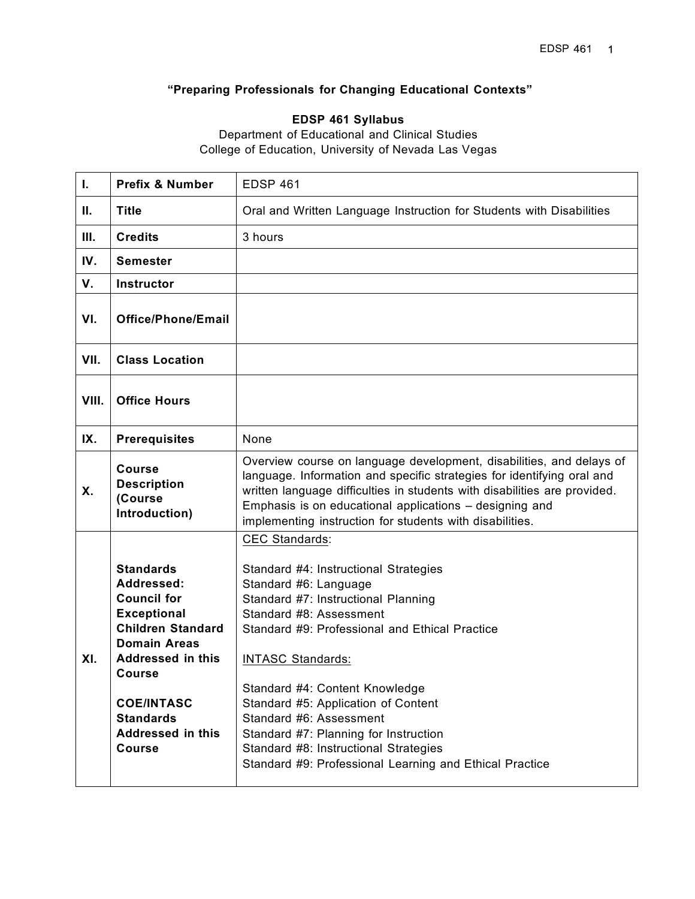**"Preparing Professionals for Changing Educational Contexts"**

## EDSP 461 Syllabus

Department of Educational and Clinical Studies
College of Education, University of Nevada Las Vegas

| | | |
|---|---|---|
| **I.** | **Prefix & Number** | EDSP 461 |
| **II.** | **Title** | Oral and Written Language Instruction for Students with Disabilities |
| **III.** | **Credits** | 3 hours |
| **IV.** | **Semester** | |
| **V.** | **Instructor** | |
| **VI.** | **Office/Phone/Email** | |
| **VII.** | **Class Location** | |
| **VIII.** | **Office Hours** | |
| **IX.** | **Prerequisites** | None |
| **X.** | **Course Description (Course Introduction)** | Overview course on language development, disabilities, and delays of language. Information and specific strategies for identifying oral and written language difficulties in students with disabilities are provided. Emphasis is on educational applications – designing and implementing instruction for students with disabilities. |
| **XI.** | **Standards Addressed: Council for Exceptional Children Standard Domain Areas Addressed in this Course**<br><br>**COE/INTASC Standards Addressed in this Course** | CEC Standards:<br><br>Standard #4: Instructional Strategies<br>Standard #6: Language<br>Standard #7: Instructional Planning<br>Standard #8: Assessment<br>Standard #9: Professional and Ethical Practice<br><br>INTASC Standards:<br><br>Standard #4: Content Knowledge<br>Standard #5: Application of Content<br>Standard #6: Assessment<br>Standard #7: Planning for Instruction<br>Standard #8: Instructional Strategies<br>Standard #9: Professional Learning and Ethical Practice |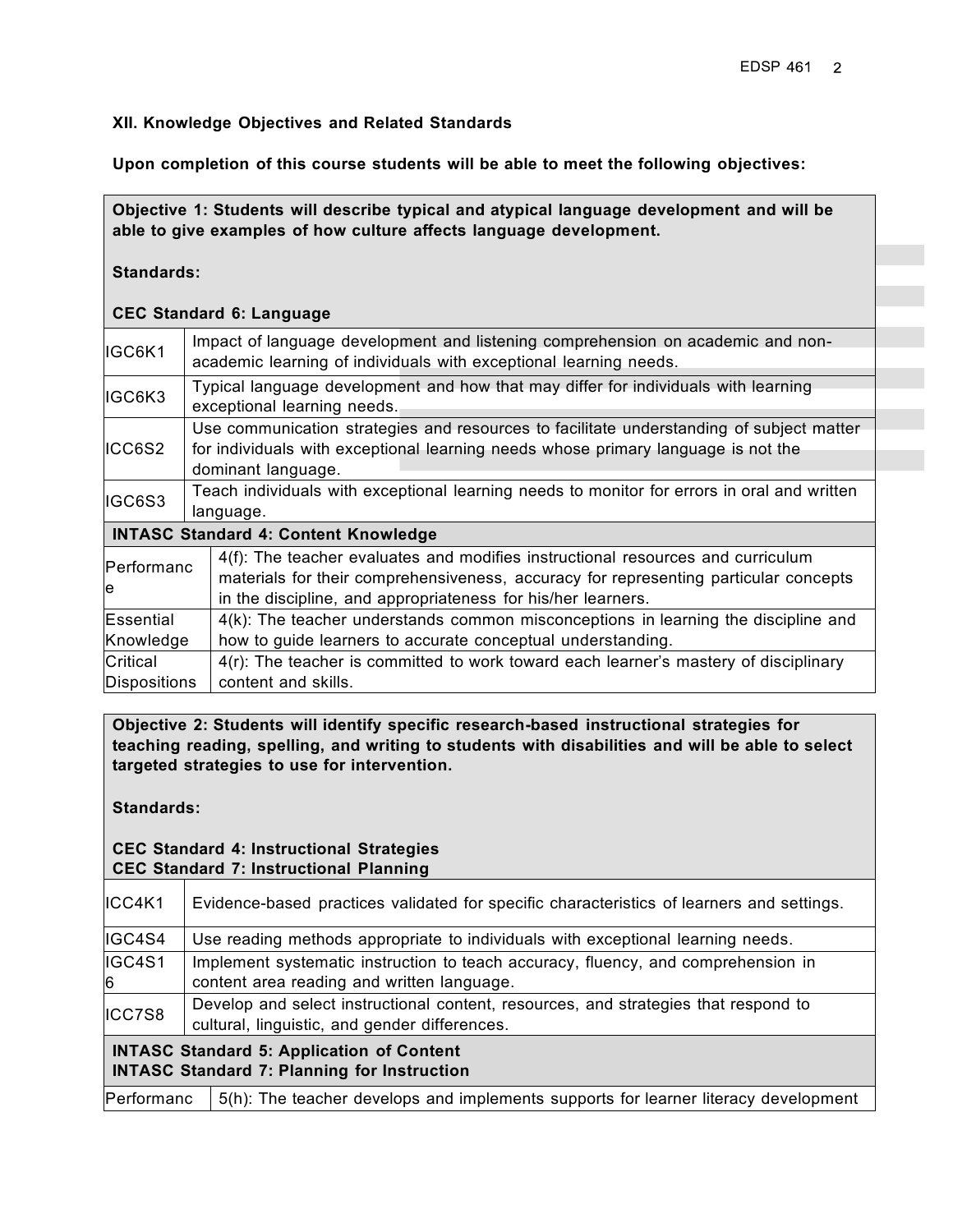**XII. Knowledge Objectives and Related Standards**

**Upon completion of this course students will be able to meet the following objectives:**

**Objective 1: Students will describe typical and atypical language development and will be able to give examples of how culture affects language development.**

**Standards:**

**CEC Standard 6: Language**

| | |
|---|---|
| IGC6K1 | Impact of language development and listening comprehension on academic and non-academic learning of individuals with exceptional learning needs. |
| IGC6K3 | Typical language development and how that may differ for individuals with learning exceptional learning needs. |
| ICC6S2 | Use communication strategies and resources to facilitate understanding of subject matter for individuals with exceptional learning needs whose primary language is not the dominant language. |
| IGC6S3 | Teach individuals with exceptional learning needs to monitor for errors in oral and written language. |

**INTASC Standard 4: Content Knowledge**

| | |
|---|---|
| Performance | 4(f): The teacher evaluates and modifies instructional resources and curriculum materials for their comprehensiveness, accuracy for representing particular concepts in the discipline, and appropriateness for his/her learners. |
| Essential Knowledge | 4(k): The teacher understands common misconceptions in learning the discipline and how to guide learners to accurate conceptual understanding. |
| Critical Dispositions | 4(r): The teacher is committed to work toward each learner's mastery of disciplinary content and skills. |

**Objective 2: Students will identify specific research-based instructional strategies for teaching reading, spelling, and writing to students with disabilities and will be able to select targeted strategies to use for intervention.**

**Standards:**

**CEC Standard 4: Instructional Strategies**
**CEC Standard 7: Instructional Planning**

| | |
|---|---|
| ICC4K1 | Evidence-based practices validated for specific characteristics of learners and settings. |
| IGC4S4 | Use reading methods appropriate to individuals with exceptional learning needs. |
| IGC4S16 | Implement systematic instruction to teach accuracy, fluency, and comprehension in content area reading and written language. |
| ICC7S8 | Develop and select instructional content, resources, and strategies that respond to cultural, linguistic, and gender differences. |

**INTASC Standard 5: Application of Content**
**INTASC Standard 7: Planning for Instruction**

| | |
|---|---|
| Performance | 5(h): The teacher develops and implements supports for learner literacy development |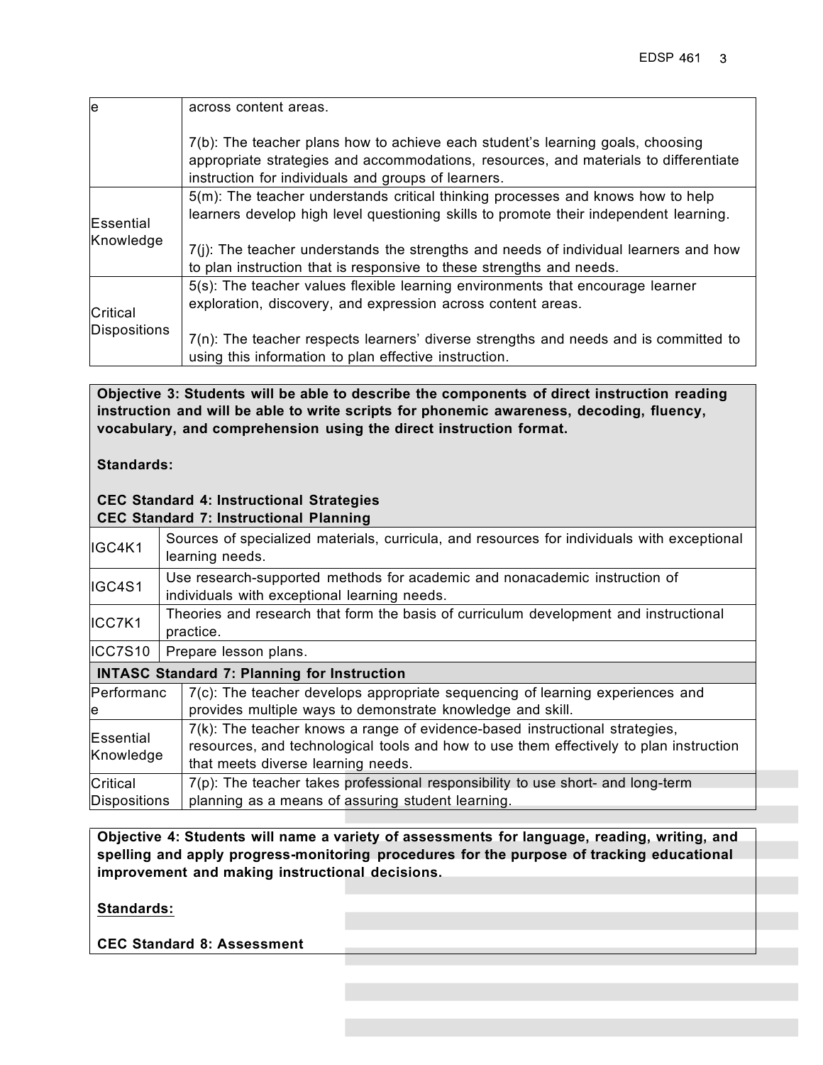| | |
|---|---|
| Performance | across content areas.<br><br>7(b): The teacher plans how to achieve each student's learning goals, choosing appropriate strategies and accommodations, resources, and materials to differentiate instruction for individuals and groups of learners. |
| Essential Knowledge | 5(m): The teacher understands critical thinking processes and knows how to help learners develop high level questioning skills to promote their independent learning.<br><br>7(j): The teacher understands the strengths and needs of individual learners and how to plan instruction that is responsive to these strengths and needs. |
| Critical Dispositions | 5(s): The teacher values flexible learning environments that encourage learner exploration, discovery, and expression across content areas.<br><br>7(n): The teacher respects learners' diverse strengths and needs and is committed to using this information to plan effective instruction. |

**Objective 3: Students will be able to describe the components of direct instruction reading instruction and will be able to write scripts for phonemic awareness, decoding, fluency, vocabulary, and comprehension using the direct instruction format.**

**Standards:**

**CEC Standard 4: Instructional Strategies**
**CEC Standard 7: Instructional Planning**

| | |
|---|---|
| IGC4K1 | Sources of specialized materials, curricula, and resources for individuals with exceptional learning needs. |
| IGC4S1 | Use research-supported methods for academic and nonacademic instruction of individuals with exceptional learning needs. |
| ICC7K1 | Theories and research that form the basis of curriculum development and instructional practice. |
| ICC7S10 | Prepare lesson plans. |

**INTASC Standard 7: Planning for Instruction**

| | |
|---|---|
| Performance | 7(c): The teacher develops appropriate sequencing of learning experiences and provides multiple ways to demonstrate knowledge and skill. |
| Essential Knowledge | 7(k): The teacher knows a range of evidence-based instructional strategies, resources, and technological tools and how to use them effectively to plan instruction that meets diverse learning needs. |
| Critical Dispositions | 7(p): The teacher takes professional responsibility to use short- and long-term planning as a means of assuring student learning. |

**Objective 4: Students will name a variety of assessments for language, reading, writing, and spelling and apply progress-monitoring procedures for the purpose of tracking educational improvement and making instructional decisions.**

**Standards:**

**CEC Standard 8: Assessment**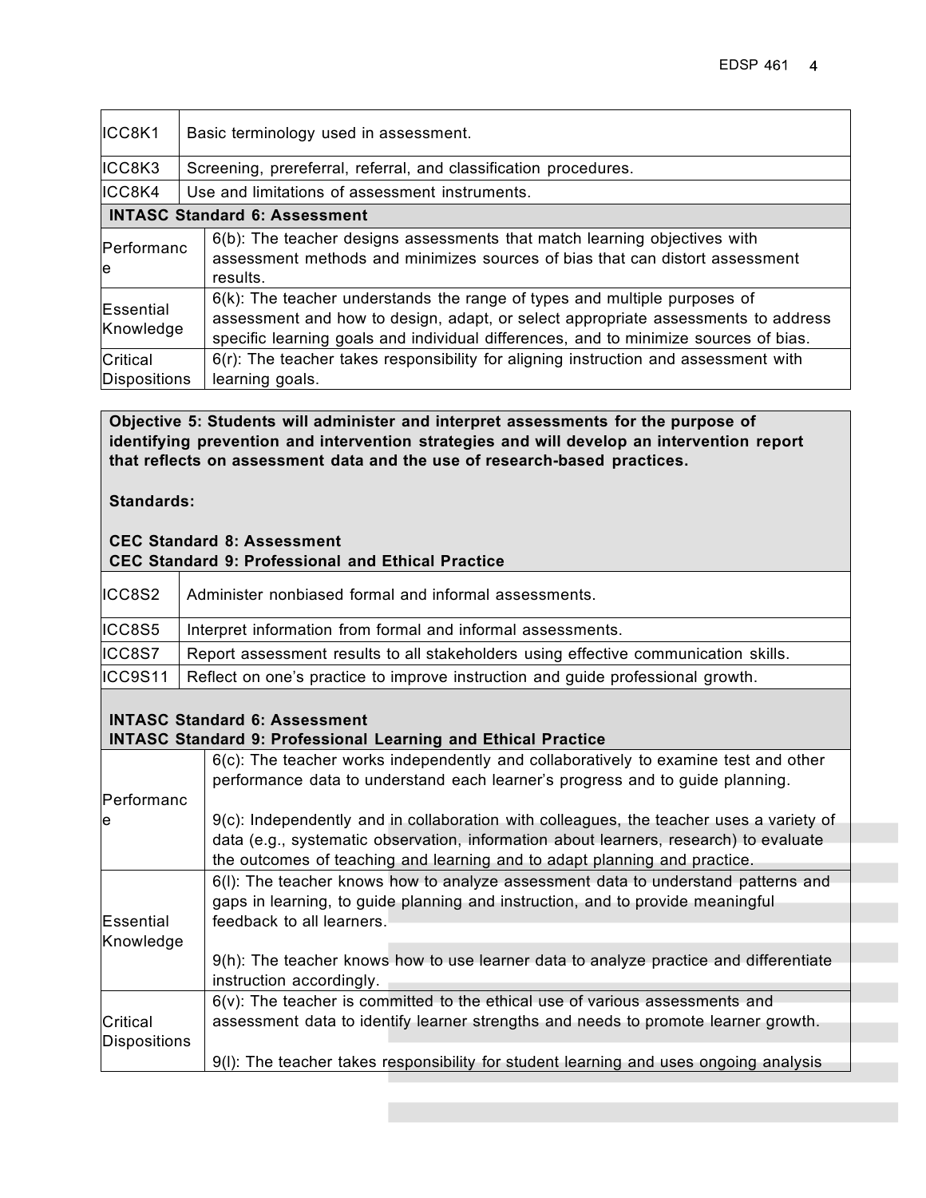| | |
|---|---|
| ICC8K1 | Basic terminology used in assessment. |
| ICC8K3 | Screening, prereferral, referral, and classification procedures. |
| ICC8K4 | Use and limitations of assessment instruments. |
| **INTASC Standard 6: Assessment** | |
| Performance | 6(b): The teacher designs assessments that match learning objectives with assessment methods and minimizes sources of bias that can distort assessment results. |
| Essential Knowledge | 6(k): The teacher understands the range of types and multiple purposes of assessment and how to design, adapt, or select appropriate assessments to address specific learning goals and individual differences, and to minimize sources of bias. |
| Critical Dispositions | 6(r): The teacher takes responsibility for aligning instruction and assessment with learning goals. |

**Objective 5: Students will administer and interpret assessments for the purpose of identifying prevention and intervention strategies and will develop an intervention report that reflects on assessment data and the use of research-based practices.**

**Standards:**

**CEC Standard 8: Assessment**
**CEC Standard 9: Professional and Ethical Practice**

| | |
|---|---|
| ICC8S2 | Administer nonbiased formal and informal assessments. |
| ICC8S5 | Interpret information from formal and informal assessments. |
| ICC8S7 | Report assessment results to all stakeholders using effective communication skills. |
| ICC9S11 | Reflect on one's practice to improve instruction and guide professional growth. |

**INTASC Standard 6: Assessment**
**INTASC Standard 9: Professional Learning and Ethical Practice**

| | |
|---|---|
| Performance | 6(c): The teacher works independently and collaboratively to examine test and other performance data to understand each learner's progress and to guide planning.<br><br>9(c): Independently and in collaboration with colleagues, the teacher uses a variety of data (e.g., systematic observation, information about learners, research) to evaluate the outcomes of teaching and learning and to adapt planning and practice. |
| Essential Knowledge | 6(l): The teacher knows how to analyze assessment data to understand patterns and gaps in learning, to guide planning and instruction, and to provide meaningful feedback to all learners.<br><br>9(h): The teacher knows how to use learner data to analyze practice and differentiate instruction accordingly. |
| Critical Dispositions | 6(v): The teacher is committed to the ethical use of various assessments and assessment data to identify learner strengths and needs to promote learner growth.<br><br>9(l): The teacher takes responsibility for student learning and uses ongoing analysis |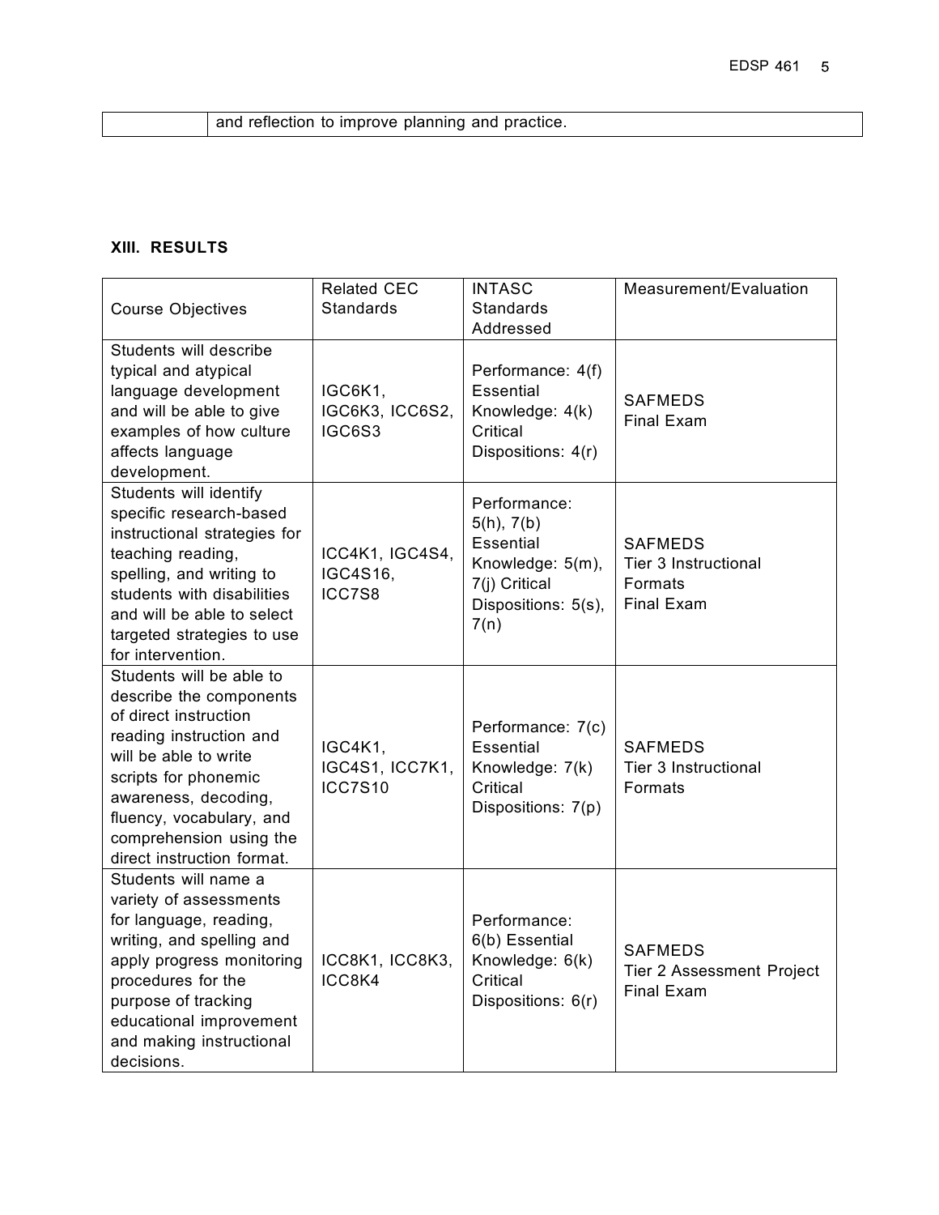| | and reflection to improve planning and practice. |
|---|---|

**XIII. RESULTS**

| Course Objectives | Related CEC Standards | INTASC Standards Addressed | Measurement/Evaluation |
|---|---|---|---|
| Students will describe typical and atypical language development and will be able to give examples of how culture affects language development. | IGC6K1, IGC6K3, ICC6S2, IGC6S3 | Performance: 4(f) Essential Knowledge: 4(k) Critical Dispositions: 4(r) | SAFMEDS Final Exam |
| Students will identify specific research-based instructional strategies for teaching reading, spelling, and writing to students with disabilities and will be able to select targeted strategies to use for intervention. | ICC4K1, IGC4S4, IGC4S16, ICC7S8 | Performance: 5(h), 7(b) Essential Knowledge: 5(m), 7(j) Critical Dispositions: 5(s), 7(n) | SAFMEDS Tier 3 Instructional Formats Final Exam |
| Students will be able to describe the components of direct instruction reading instruction and will be able to write scripts for phonemic awareness, decoding, fluency, vocabulary, and comprehension using the direct instruction format. | IGC4K1, IGC4S1, ICC7K1, ICC7S10 | Performance: 7(c) Essential Knowledge: 7(k) Critical Dispositions: 7(p) | SAFMEDS Tier 3 Instructional Formats |
| Students will name a variety of assessments for language, reading, writing, and spelling and apply progress monitoring procedures for the purpose of tracking educational improvement and making instructional decisions. | ICC8K1, ICC8K3, ICC8K4 | Performance: 6(b) Essential Knowledge: 6(k) Critical Dispositions: 6(r) | SAFMEDS Tier 2 Assessment Project Final Exam |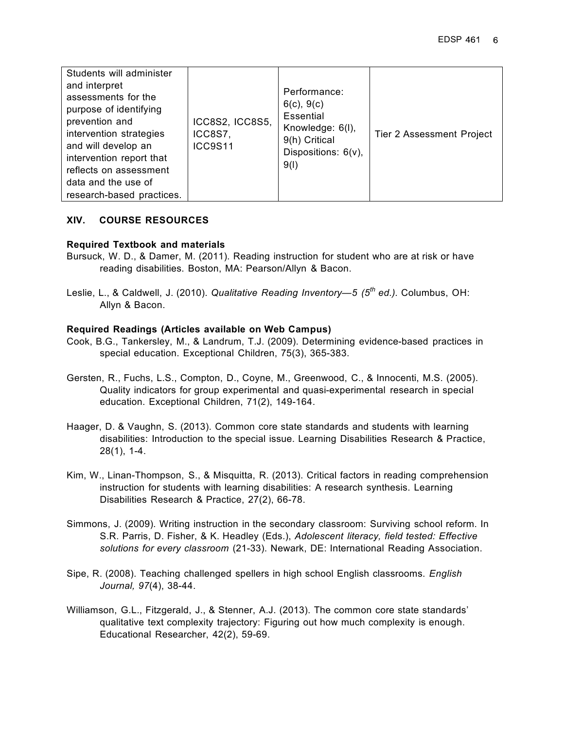| | | | |
|---|---|---|---|
| Students will administer and interpret assessments for the purpose of identifying prevention and intervention strategies and will develop an intervention report that reflects on assessment data and the use of research-based practices. | ICC8S2, ICC8S5, ICC8S7, ICC9S11 | Performance: 6(c), 9(c) Essential Knowledge: 6(l), 9(h) Critical Dispositions: 6(v), 9(l) | Tier 2 Assessment Project |

## XIV. COURSE RESOURCES

**Required Textbook and materials**

Bursuck, W. D., & Damer, M. (2011). Reading instruction for student who are at risk or have reading disabilities. Boston, MA: Pearson/Allyn & Bacon.

Leslie, L., & Caldwell, J. (2010). *Qualitative Reading Inventory—5 (5th ed.).* Columbus, OH: Allyn & Bacon.

**Required Readings (Articles available on Web Campus)**

Cook, B.G., Tankersley, M., & Landrum, T.J. (2009). Determining evidence-based practices in special education. Exceptional Children, 75(3), 365-383.

Gersten, R., Fuchs, L.S., Compton, D., Coyne, M., Greenwood, C., & Innocenti, M.S. (2005). Quality indicators for group experimental and quasi-experimental research in special education. Exceptional Children, 71(2), 149-164.

Haager, D. & Vaughn, S. (2013). Common core state standards and students with learning disabilities: Introduction to the special issue. Learning Disabilities Research & Practice, 28(1), 1-4.

Kim, W., Linan-Thompson, S., & Misquitta, R. (2013). Critical factors in reading comprehension instruction for students with learning disabilities: A research synthesis. Learning Disabilities Research & Practice, 27(2), 66-78.

Simmons, J. (2009). Writing instruction in the secondary classroom: Surviving school reform. In S.R. Parris, D. Fisher, & K. Headley (Eds.), *Adolescent literacy, field tested: Effective solutions for every classroom* (21-33). Newark, DE: International Reading Association.

Sipe, R. (2008). Teaching challenged spellers in high school English classrooms. *English Journal, 97*(4), 38-44.

Williamson, G.L., Fitzgerald, J., & Stenner, A.J. (2013). The common core state standards' qualitative text complexity trajectory: Figuring out how much complexity is enough. Educational Researcher, 42(2), 59-69.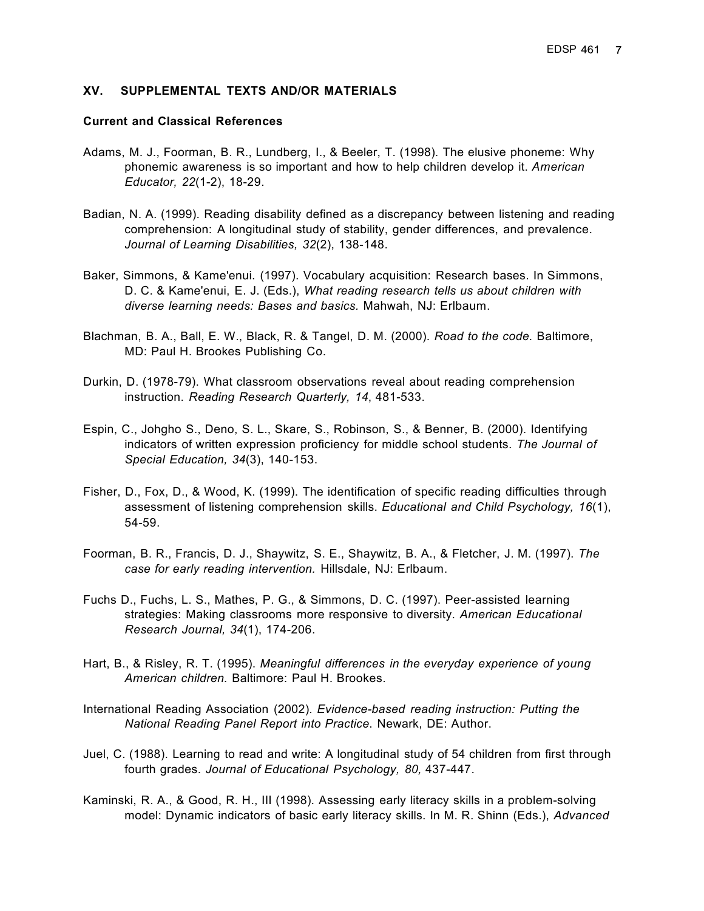## XV. SUPPLEMENTAL TEXTS AND/OR MATERIALS

### Current and Classical References

Adams, M. J., Foorman, B. R., Lundberg, I., & Beeler, T. (1998). The elusive phoneme: Why phonemic awareness is so important and how to help children develop it. *American Educator, 22*(1-2), 18-29.

Badian, N. A. (1999). Reading disability defined as a discrepancy between listening and reading comprehension: A longitudinal study of stability, gender differences, and prevalence. *Journal of Learning Disabilities, 32*(2), 138-148.

Baker, Simmons, & Kame'enui. (1997). Vocabulary acquisition: Research bases. In Simmons, D. C. & Kame'enui, E. J. (Eds.), *What reading research tells us about children with diverse learning needs: Bases and basics.* Mahwah, NJ: Erlbaum.

Blachman, B. A., Ball, E. W., Black, R. & Tangel, D. M. (2000). *Road to the code.* Baltimore, MD: Paul H. Brookes Publishing Co.

Durkin, D. (1978-79). What classroom observations reveal about reading comprehension instruction. *Reading Research Quarterly, 14*, 481-533.

Espin, C., Johgho S., Deno, S. L., Skare, S., Robinson, S., & Benner, B. (2000). Identifying indicators of written expression proficiency for middle school students. *The Journal of Special Education, 34*(3), 140-153.

Fisher, D., Fox, D., & Wood, K. (1999). The identification of specific reading difficulties through assessment of listening comprehension skills. *Educational and Child Psychology, 16*(1), 54-59.

Foorman, B. R., Francis, D. J., Shaywitz, S. E., Shaywitz, B. A., & Fletcher, J. M. (1997). *The case for early reading intervention.* Hillsdale, NJ: Erlbaum.

Fuchs D., Fuchs, L. S., Mathes, P. G., & Simmons, D. C. (1997). Peer-assisted learning strategies: Making classrooms more responsive to diversity. *American Educational Research Journal, 34*(1), 174-206.

Hart, B., & Risley, R. T. (1995). *Meaningful differences in the everyday experience of young American children.* Baltimore: Paul H. Brookes.

International Reading Association (2002). *Evidence-based reading instruction: Putting the National Reading Panel Report into Practice*. Newark, DE: Author.

Juel, C. (1988). Learning to read and write: A longitudinal study of 54 children from first through fourth grades. *Journal of Educational Psychology, 80,* 437-447.

Kaminski, R. A., & Good, R. H., III (1998). Assessing early literacy skills in a problem-solving model: Dynamic indicators of basic early literacy skills. In M. R. Shinn (Eds.), *Advanced*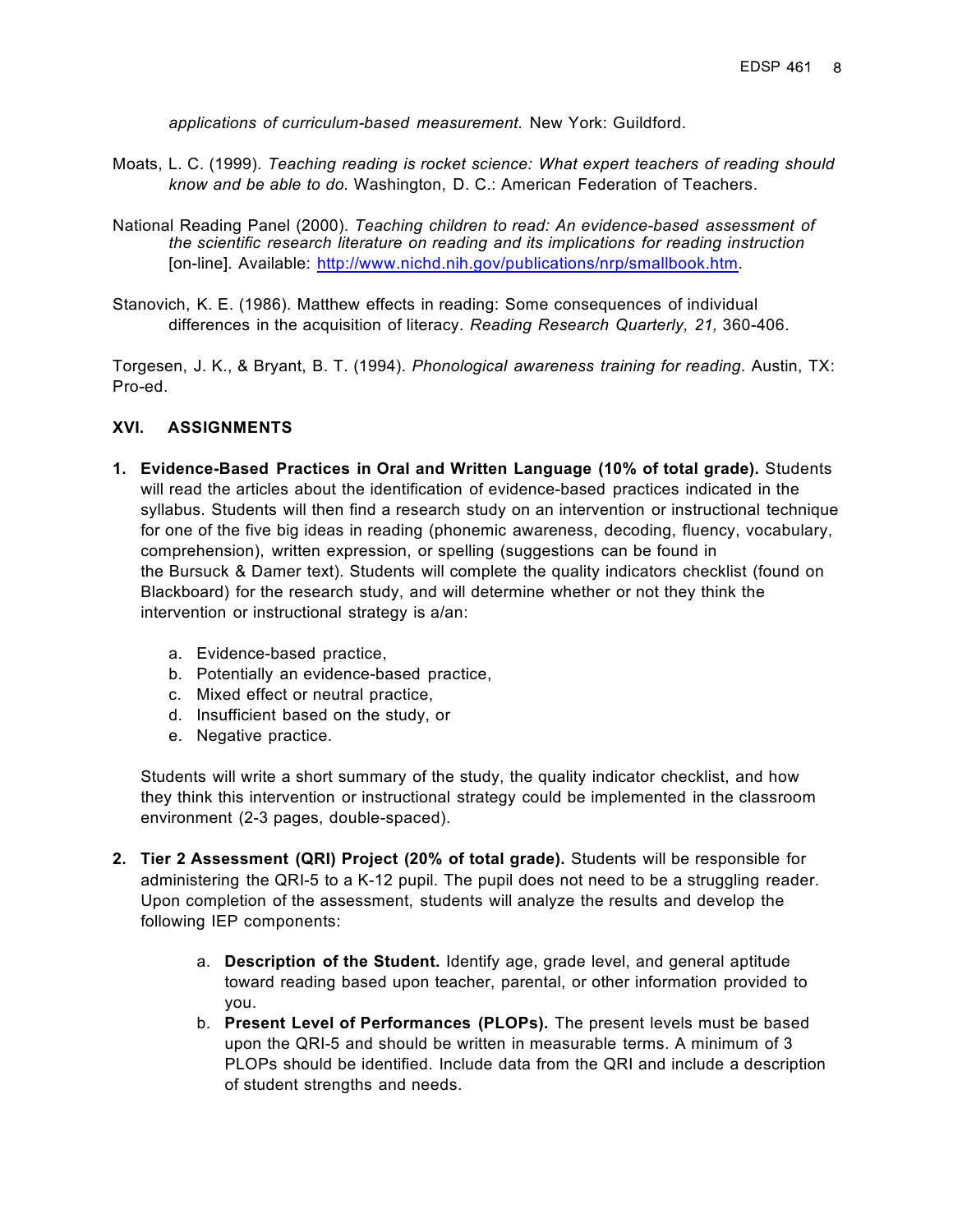*applications of curriculum-based measurement.* New York: Guildford.

Moats, L. C. (1999). *Teaching reading is rocket science: What expert teachers of reading should know and be able to do.* Washington, D. C.: American Federation of Teachers.

National Reading Panel (2000). *Teaching children to read: An evidence-based assessment of the scientific research literature on reading and its implications for reading instruction* [on-line]. Available: http://www.nichd.nih.gov/publications/nrp/smallbook.htm.

Stanovich, K. E. (1986). Matthew effects in reading: Some consequences of individual differences in the acquisition of literacy. *Reading Research Quarterly, 21,* 360-406.

Torgesen, J. K., & Bryant, B. T. (1994). *Phonological awareness training for reading*. Austin, TX: Pro-ed.

## XVI. ASSIGNMENTS

1. **Evidence-Based Practices in Oral and Written Language (10% of total grade).** Students will read the articles about the identification of evidence-based practices indicated in the syllabus. Students will then find a research study on an intervention or instructional technique for one of the five big ideas in reading (phonemic awareness, decoding, fluency, vocabulary, comprehension), written expression, or spelling (suggestions can be found in the Bursuck & Damer text). Students will complete the quality indicators checklist (found on Blackboard) for the research study, and will determine whether or not they think the intervention or instructional strategy is a/an:

   a. Evidence-based practice,
   b. Potentially an evidence-based practice,
   c. Mixed effect or neutral practice,
   d. Insufficient based on the study, or
   e. Negative practice.

   Students will write a short summary of the study, the quality indicator checklist, and how they think this intervention or instructional strategy could be implemented in the classroom environment (2-3 pages, double-spaced).

2. **Tier 2 Assessment (QRI) Project (20% of total grade).** Students will be responsible for administering the QRI-5 to a K-12 pupil. The pupil does not need to be a struggling reader. Upon completion of the assessment, students will analyze the results and develop the following IEP components:

   a. **Description of the Student.** Identify age, grade level, and general aptitude toward reading based upon teacher, parental, or other information provided to you.
   b. **Present Level of Performances (PLOPs).** The present levels must be based upon the QRI-5 and should be written in measurable terms. A minimum of 3 PLOPs should be identified. Include data from the QRI and include a description of student strengths and needs.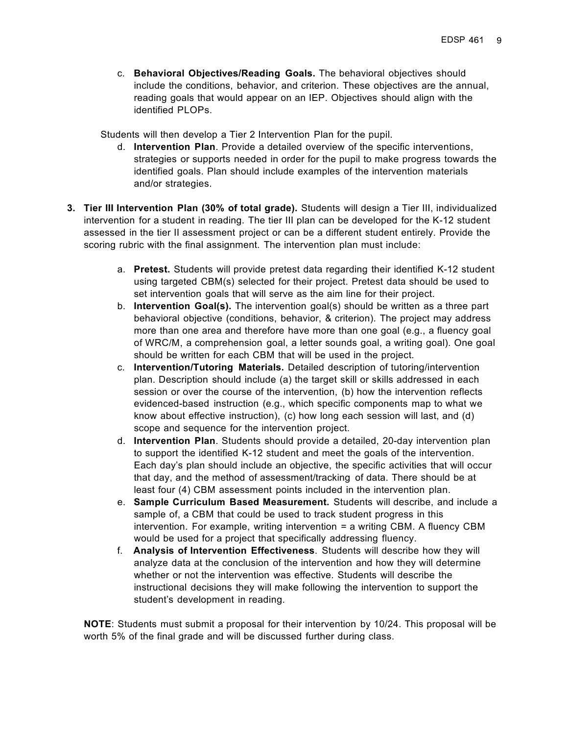c. **Behavioral Objectives/Reading Goals.** The behavioral objectives should include the conditions, behavior, and criterion. These objectives are the annual, reading goals that would appear on an IEP. Objectives should align with the identified PLOPs.

Students will then develop a Tier 2 Intervention Plan for the pupil.

d. **Intervention Plan**. Provide a detailed overview of the specific interventions, strategies or supports needed in order for the pupil to make progress towards the identified goals. Plan should include examples of the intervention materials and/or strategies.

3. **Tier III Intervention Plan (30% of total grade).** Students will design a Tier III, individualized intervention for a student in reading. The tier III plan can be developed for the K-12 student assessed in the tier II assessment project or can be a different student entirely. Provide the scoring rubric with the final assignment. The intervention plan must include:

   a. **Pretest.** Students will provide pretest data regarding their identified K-12 student using targeted CBM(s) selected for their project. Pretest data should be used to set intervention goals that will serve as the aim line for their project.
   b. **Intervention Goal(s).** The intervention goal(s) should be written as a three part behavioral objective (conditions, behavior, & criterion). The project may address more than one area and therefore have more than one goal (e.g., a fluency goal of WRC/M, a comprehension goal, a letter sounds goal, a writing goal). One goal should be written for each CBM that will be used in the project.
   c. **Intervention/Tutoring Materials.** Detailed description of tutoring/intervention plan. Description should include (a) the target skill or skills addressed in each session or over the course of the intervention, (b) how the intervention reflects evidenced-based instruction (e.g., which specific components map to what we know about effective instruction), (c) how long each session will last, and (d) scope and sequence for the intervention project.
   d. **Intervention Plan**. Students should provide a detailed, 20-day intervention plan to support the identified K-12 student and meet the goals of the intervention. Each day's plan should include an objective, the specific activities that will occur that day, and the method of assessment/tracking of data. There should be at least four (4) CBM assessment points included in the intervention plan.
   e. **Sample Curriculum Based Measurement.** Students will describe, and include a sample of, a CBM that could be used to track student progress in this intervention. For example, writing intervention = a writing CBM. A fluency CBM would be used for a project that specifically addressing fluency.
   f. **Analysis of Intervention Effectiveness**. Students will describe how they will analyze data at the conclusion of the intervention and how they will determine whether or not the intervention was effective. Students will describe the instructional decisions they will make following the intervention to support the student's development in reading.

**NOTE**: Students must submit a proposal for their intervention by 10/24. This proposal will be worth 5% of the final grade and will be discussed further during class.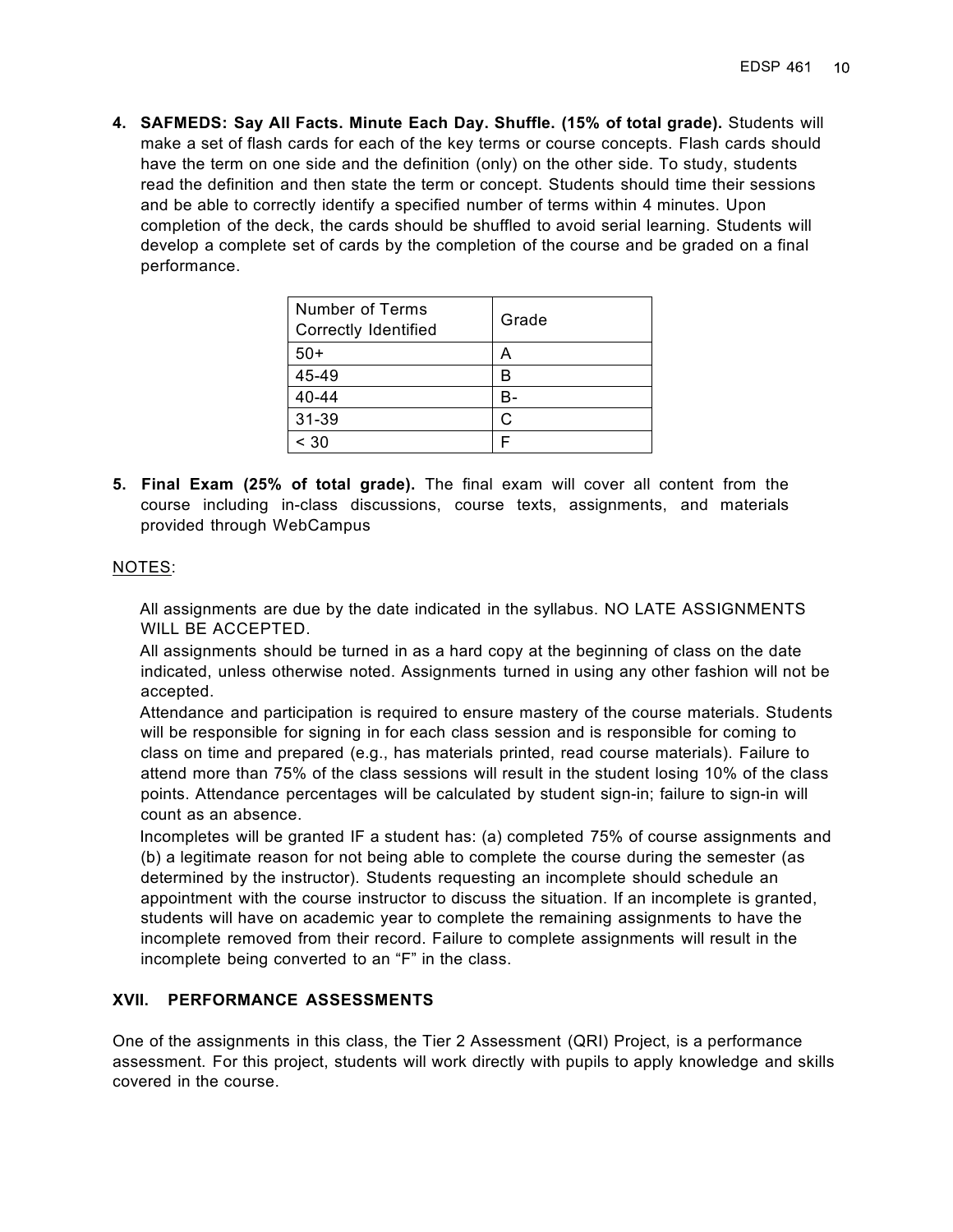4. **SAFMEDS: Say All Facts. Minute Each Day. Shuffle. (15% of total grade).** Students will make a set of flash cards for each of the key terms or course concepts. Flash cards should have the term on one side and the definition (only) on the other side. To study, students read the definition and then state the term or concept. Students should time their sessions and be able to correctly identify a specified number of terms within 4 minutes. Upon completion of the deck, the cards should be shuffled to avoid serial learning. Students will develop a complete set of cards by the completion of the course and be graded on a final performance.

| Number of Terms Correctly Identified | Grade |
|---|---|
| 50+ | A |
| 45-49 | B |
| 40-44 | B- |
| 31-39 | C |
| < 30 | F |

5. **Final Exam (25% of total grade).** The final exam will cover all content from the course including in-class discussions, course texts, assignments, and materials provided through WebCampus

NOTES:

- All assignments are due by the date indicated in the syllabus. NO LATE ASSIGNMENTS WILL BE ACCEPTED.
- All assignments should be turned in as a hard copy at the beginning of class on the date indicated, unless otherwise noted. Assignments turned in using any other fashion will not be accepted.
- Attendance and participation is required to ensure mastery of the course materials. Students will be responsible for signing in for each class session and is responsible for coming to class on time and prepared (e.g., has materials printed, read course materials). Failure to attend more than 75% of the class sessions will result in the student losing 10% of the class points. Attendance percentages will be calculated by student sign-in; failure to sign-in will count as an absence.
- Incompletes will be granted IF a student has: (a) completed 75% of course assignments and (b) a legitimate reason for not being able to complete the course during the semester (as determined by the instructor). Students requesting an incomplete should schedule an appointment with the course instructor to discuss the situation. If an incomplete is granted, students will have on academic year to complete the remaining assignments to have the incomplete removed from their record. Failure to complete assignments will result in the incomplete being converted to an "F" in the class.

## XVII. PERFORMANCE ASSESSMENTS

One of the assignments in this class, the Tier 2 Assessment (QRI) Project, is a performance assessment. For this project, students will work directly with pupils to apply knowledge and skills covered in the course.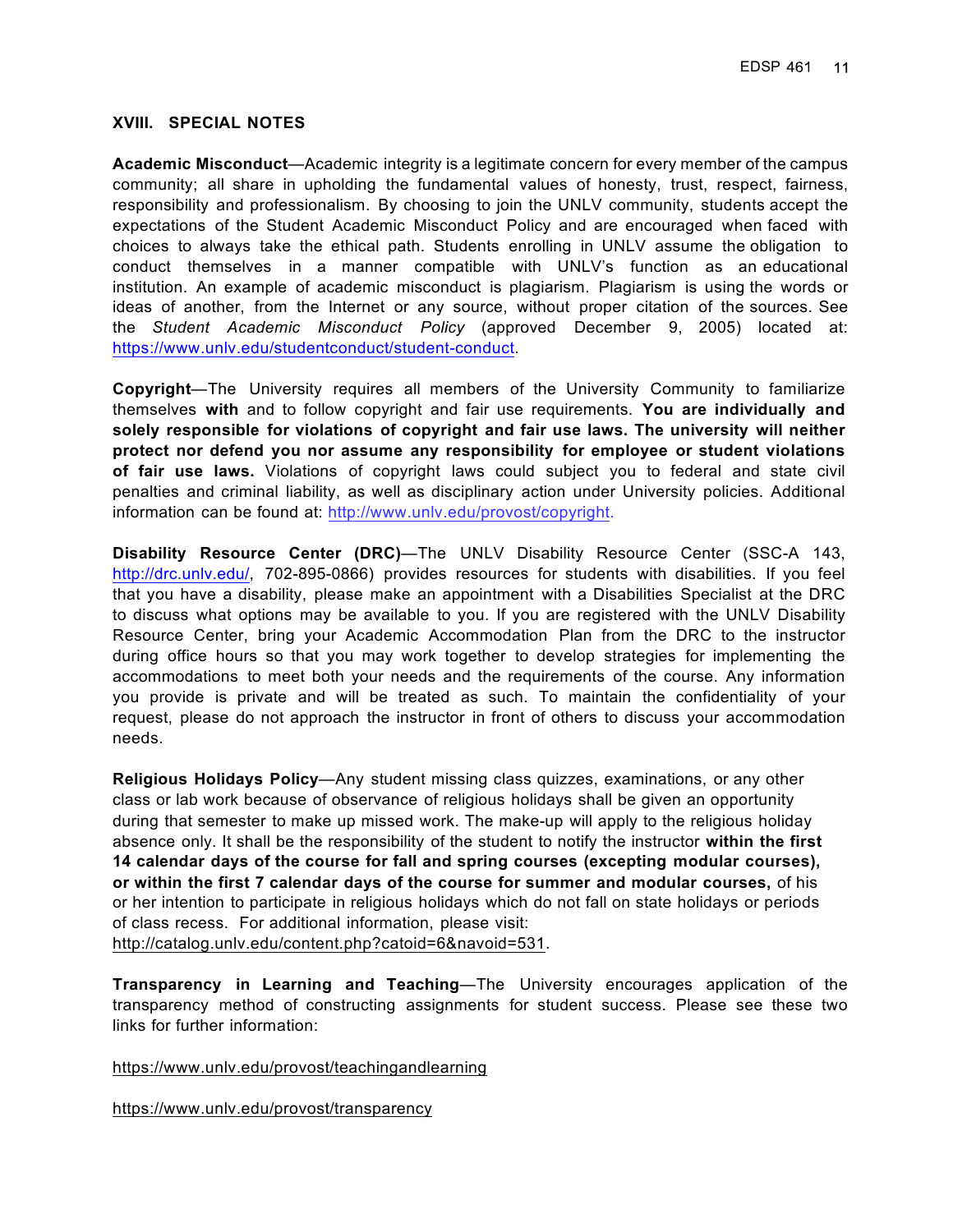## XVIII. SPECIAL NOTES

**Academic Misconduct**—Academic integrity is a legitimate concern for every member of the campus community; all share in upholding the fundamental values of honesty, trust, respect, fairness, responsibility and professionalism. By choosing to join the UNLV community, students accept the expectations of the Student Academic Misconduct Policy and are encouraged when faced with choices to always take the ethical path. Students enrolling in UNLV assume the obligation to conduct themselves in a manner compatible with UNLV's function as an educational institution. An example of academic misconduct is plagiarism. Plagiarism is using the words or ideas of another, from the Internet or any source, without proper citation of the sources. See the *Student Academic Misconduct Policy* (approved December 9, 2005) located at: https://www.unlv.edu/studentconduct/student-conduct.

**Copyright**—The University requires all members of the University Community to familiarize themselves **with** and to follow copyright and fair use requirements. **You are individually and solely responsible for violations of copyright and fair use laws. The university will neither protect nor defend you nor assume any responsibility for employee or student violations of fair use laws.** Violations of copyright laws could subject you to federal and state civil penalties and criminal liability, as well as disciplinary action under University policies. Additional information can be found at: http://www.unlv.edu/provost/copyright.

**Disability Resource Center (DRC)**—The UNLV Disability Resource Center (SSC-A 143, http://drc.unlv.edu/, 702-895-0866) provides resources for students with disabilities. If you feel that you have a disability, please make an appointment with a Disabilities Specialist at the DRC to discuss what options may be available to you. If you are registered with the UNLV Disability Resource Center, bring your Academic Accommodation Plan from the DRC to the instructor during office hours so that you may work together to develop strategies for implementing the accommodations to meet both your needs and the requirements of the course. Any information you provide is private and will be treated as such. To maintain the confidentiality of your request, please do not approach the instructor in front of others to discuss your accommodation needs.

**Religious Holidays Policy**—Any student missing class quizzes, examinations, or any other class or lab work because of observance of religious holidays shall be given an opportunity during that semester to make up missed work. The make-up will apply to the religious holiday absence only. It shall be the responsibility of the student to notify the instructor **within the first 14 calendar days of the course for fall and spring courses (excepting modular courses), or within the first 7 calendar days of the course for summer and modular courses,** of his or her intention to participate in religious holidays which do not fall on state holidays or periods of class recess. For additional information, please visit: http://catalog.unlv.edu/content.php?catoid=6&navoid=531.

**Transparency in Learning and Teaching**—The University encourages application of the transparency method of constructing assignments for student success. Please see these two links for further information:

https://www.unlv.edu/provost/teachingandlearning

https://www.unlv.edu/provost/transparency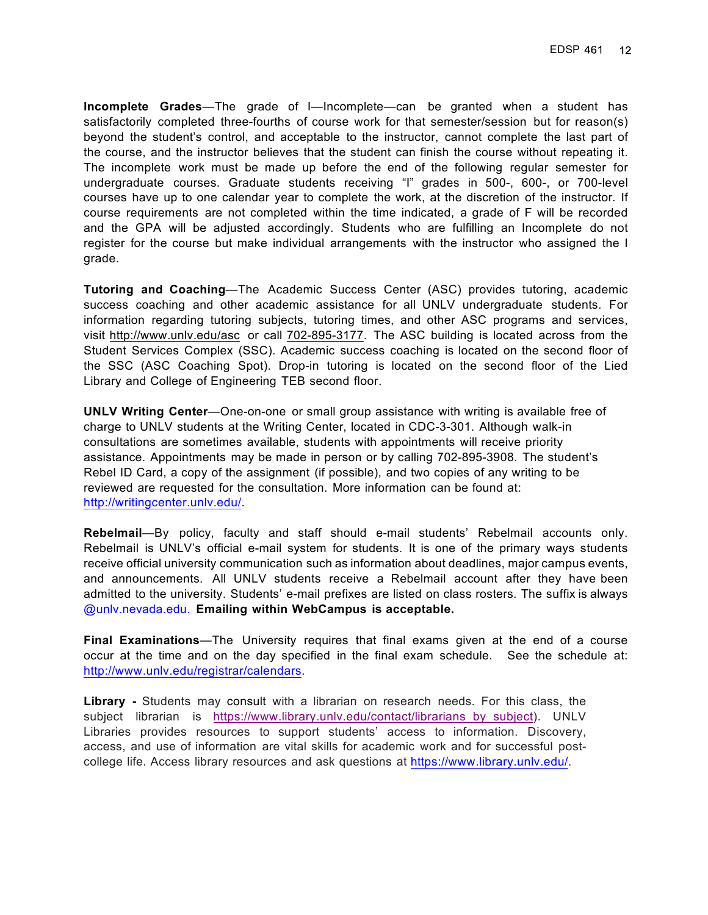**Incomplete Grades**—The grade of I—Incomplete—can be granted when a student has satisfactorily completed three-fourths of course work for that semester/session but for reason(s) beyond the student's control, and acceptable to the instructor, cannot complete the last part of the course, and the instructor believes that the student can finish the course without repeating it. The incomplete work must be made up before the end of the following regular semester for undergraduate courses. Graduate students receiving "I" grades in 500-, 600-, or 700-level courses have up to one calendar year to complete the work, at the discretion of the instructor. If course requirements are not completed within the time indicated, a grade of F will be recorded and the GPA will be adjusted accordingly. Students who are fulfilling an Incomplete do not register for the course but make individual arrangements with the instructor who assigned the I grade.

**Tutoring and Coaching**—The Academic Success Center (ASC) provides tutoring, academic success coaching and other academic assistance for all UNLV undergraduate students. For information regarding tutoring subjects, tutoring times, and other ASC programs and services, visit http://www.unlv.edu/asc or call 702-895-3177. The ASC building is located across from the Student Services Complex (SSC). Academic success coaching is located on the second floor of the SSC (ASC Coaching Spot). Drop-in tutoring is located on the second floor of the Lied Library and College of Engineering TEB second floor.

**UNLV Writing Center**—One-on-one or small group assistance with writing is available free of charge to UNLV students at the Writing Center, located in CDC-3-301. Although walk-in consultations are sometimes available, students with appointments will receive priority assistance. Appointments may be made in person or by calling 702-895-3908. The student's Rebel ID Card, a copy of the assignment (if possible), and two copies of any writing to be reviewed are requested for the consultation. More information can be found at: http://writingcenter.unlv.edu/.

**Rebelmail**—By policy, faculty and staff should e-mail students' Rebelmail accounts only. Rebelmail is UNLV's official e-mail system for students. It is one of the primary ways students receive official university communication such as information about deadlines, major campus events, and announcements. All UNLV students receive a Rebelmail account after they have been admitted to the university. Students' e-mail prefixes are listed on class rosters. The suffix is always @unlv.nevada.edu. **Emailing within WebCampus is acceptable.**

**Final Examinations**—The University requires that final exams given at the end of a course occur at the time and on the day specified in the final exam schedule. See the schedule at: http://www.unlv.edu/registrar/calendars.

**Library -** Students may consult with a librarian on research needs. For this class, the subject librarian is https://www.library.unlv.edu/contact/librarians_by_subject). UNLV Libraries provides resources to support students' access to information. Discovery, access, and use of information are vital skills for academic work and for successful post-college life. Access library resources and ask questions at https://www.library.unlv.edu/.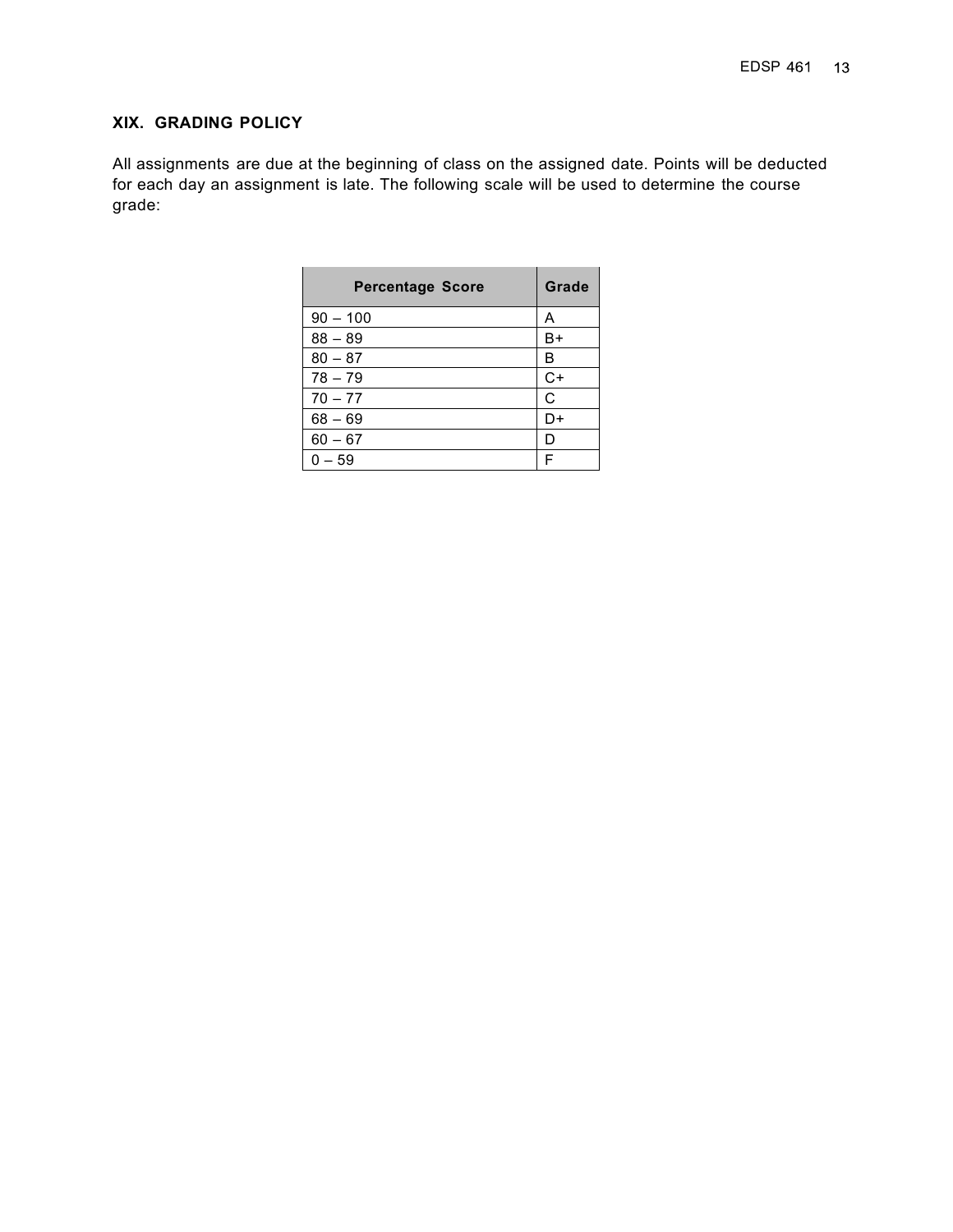## XIX. GRADING POLICY

All assignments are due at the beginning of class on the assigned date. Points will be deducted for each day an assignment is late. The following scale will be used to determine the course grade:

| Percentage Score | Grade |
|---|---|
| 90 – 100 | A |
| 88 – 89 | B+ |
| 80 – 87 | B |
| 78 – 79 | C+ |
| 70 – 77 | C |
| 68 – 69 | D+ |
| 60 – 67 | D |
| 0 – 59 | F |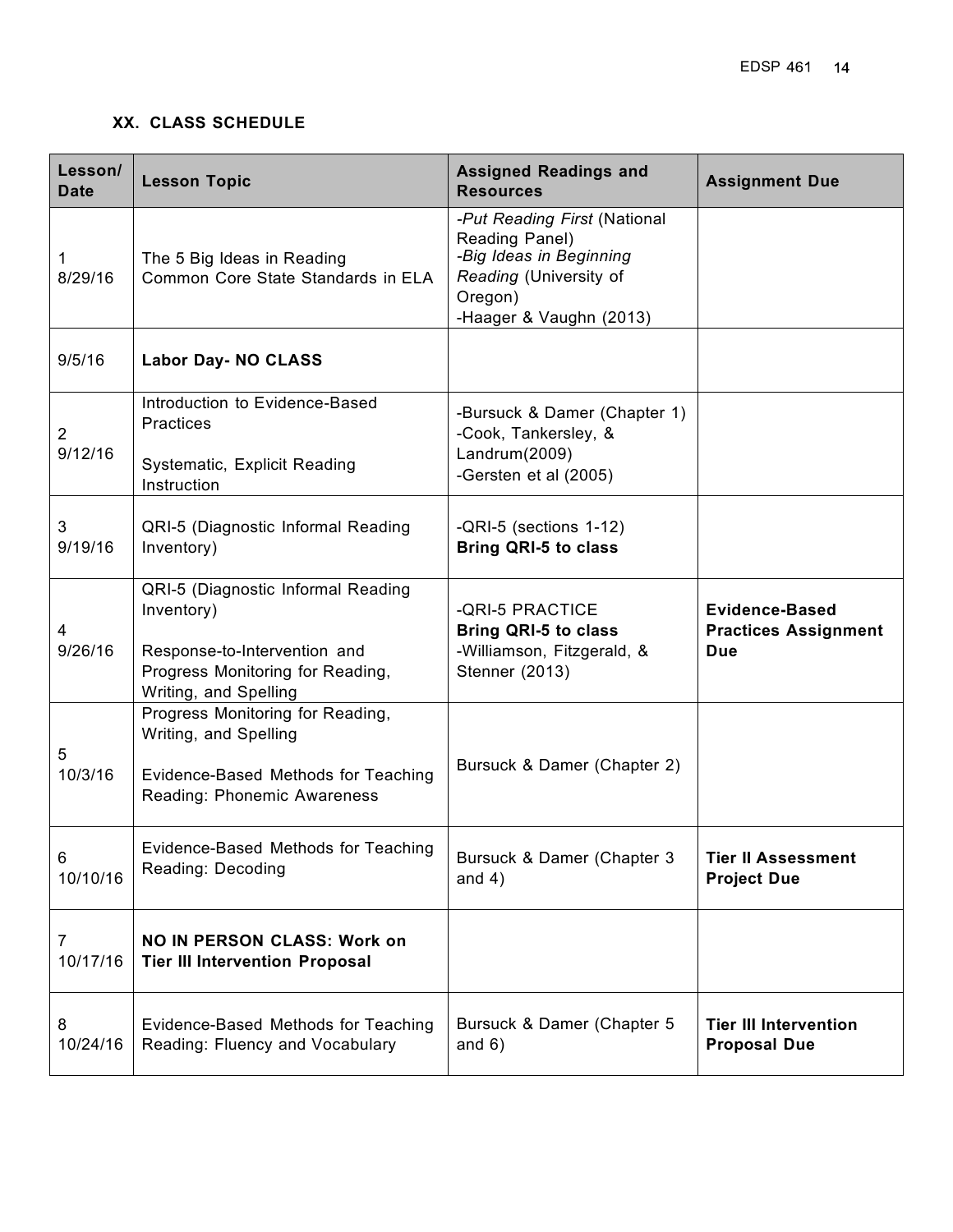## XX. CLASS SCHEDULE

| Lesson/ Date | Lesson Topic | Assigned Readings and Resources | Assignment Due |
|---|---|---|---|
| 1<br>8/29/16 | The 5 Big Ideas in Reading<br>Common Core State Standards in ELA | -*Put Reading First* (National Reading Panel)<br>-*Big Ideas in Beginning Reading* (University of Oregon)<br>-Haager & Vaughn (2013) | |
| 9/5/16 | **Labor Day- NO CLASS** | | |
| 2<br>9/12/16 | Introduction to Evidence-Based Practices<br><br>Systematic, Explicit Reading Instruction | -Bursuck & Damer (Chapter 1)<br>-Cook, Tankersley, & Landrum(2009)<br>-Gersten et al (2005) | |
| 3<br>9/19/16 | QRI-5 (Diagnostic Informal Reading Inventory) | -QRI-5 (sections 1-12)<br>**Bring QRI-5 to class** | |
| 4<br>9/26/16 | QRI-5 (Diagnostic Informal Reading Inventory)<br><br>Response-to-Intervention and Progress Monitoring for Reading, Writing, and Spelling | -QRI-5 PRACTICE<br>**Bring QRI-5 to class**<br>-Williamson, Fitzgerald, & Stenner (2013) | **Evidence-Based Practices Assignment Due** |
| 5<br>10/3/16 | Progress Monitoring for Reading, Writing, and Spelling<br><br>Evidence-Based Methods for Teaching Reading: Phonemic Awareness | Bursuck & Damer (Chapter 2) | |
| 6<br>10/10/16 | Evidence-Based Methods for Teaching Reading: Decoding | Bursuck & Damer (Chapter 3 and 4) | **Tier II Assessment Project Due** |
| 7<br>10/17/16 | **NO IN PERSON CLASS: Work on Tier III Intervention Proposal** | | |
| 8<br>10/24/16 | Evidence-Based Methods for Teaching Reading: Fluency and Vocabulary | Bursuck & Damer (Chapter 5 and 6) | **Tier III Intervention Proposal Due** |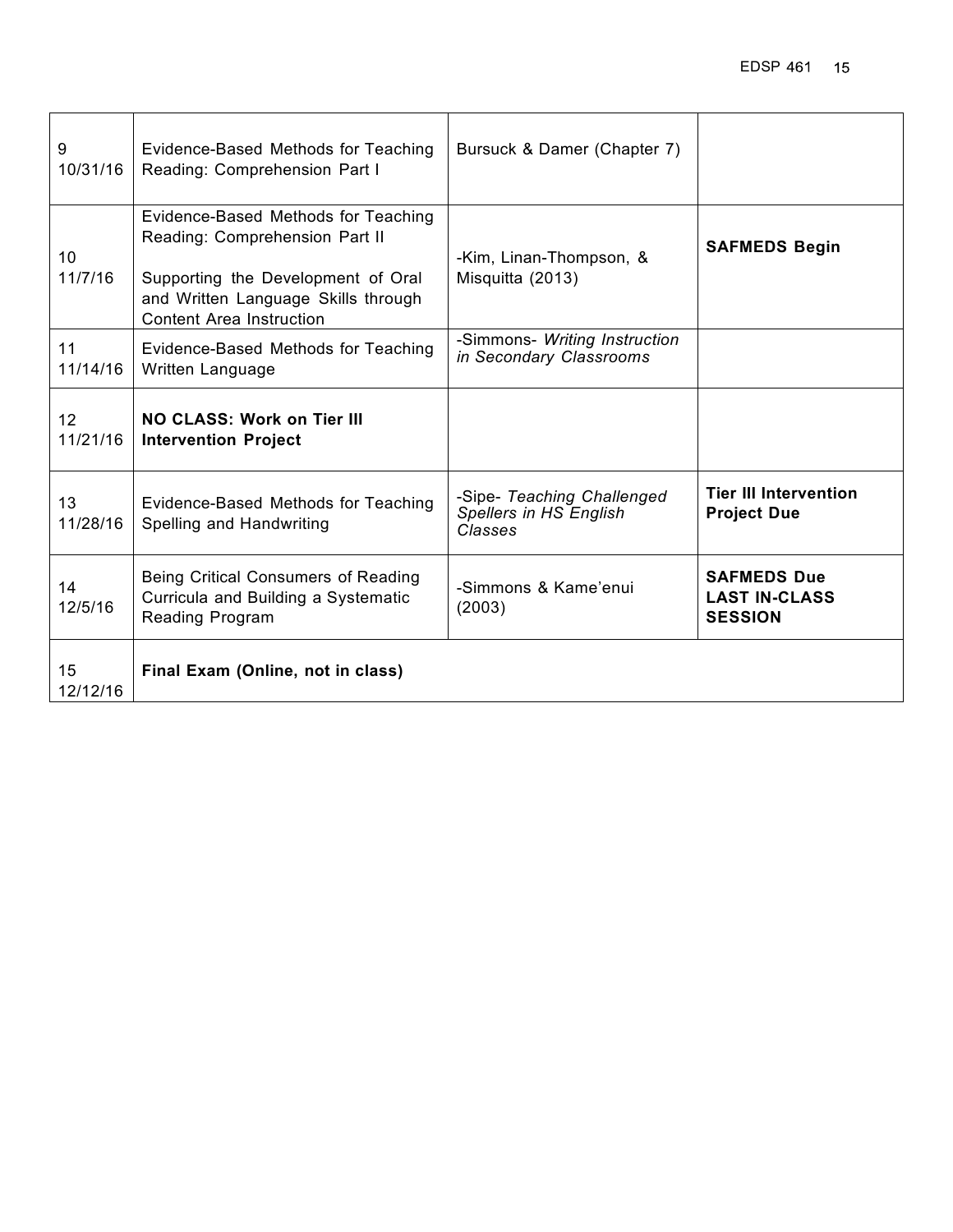| 9<br>10/31/16 | Evidence-Based Methods for Teaching Reading: Comprehension Part I | Bursuck & Damer (Chapter 7) | |
|---|---|---|---|
| 10<br>11/7/16 | Evidence-Based Methods for Teaching Reading: Comprehension Part II<br><br>Supporting the Development of Oral and Written Language Skills through Content Area Instruction | -Kim, Linan-Thompson, & Misquitta (2013) | **SAFMEDS Begin** |
| 11<br>11/14/16 | Evidence-Based Methods for Teaching Written Language | -Simmons- *Writing Instruction in Secondary Classrooms* | |
| 12<br>11/21/16 | **NO CLASS: Work on Tier III Intervention Project** | | |
| 13<br>11/28/16 | Evidence-Based Methods for Teaching Spelling and Handwriting | -Sipe- *Teaching Challenged Spellers in HS English Classes* | **Tier III Intervention Project Due** |
| 14<br>12/5/16 | Being Critical Consumers of Reading Curricula and Building a Systematic Reading Program | -Simmons & Kame'enui (2003) | **SAFMEDS Due**<br>**LAST IN-CLASS SESSION** |
| 15<br>12/12/16 | **Final Exam (Online, not in class)** | | |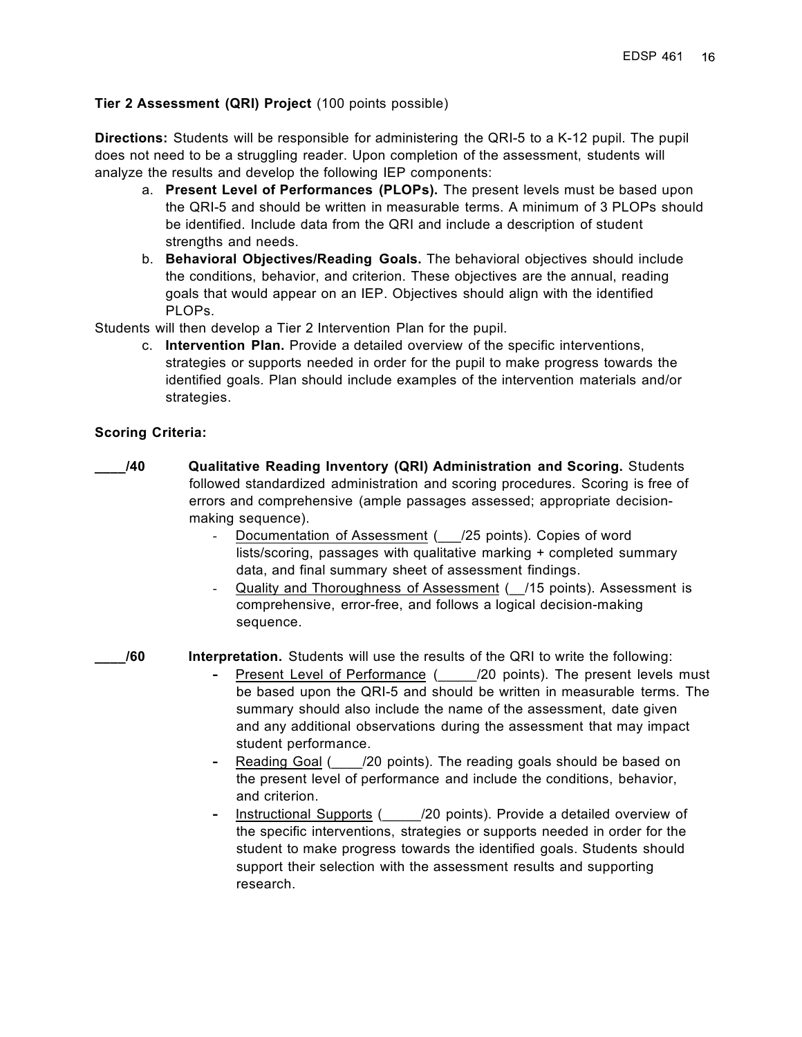**Tier 2 Assessment (QRI) Project** (100 points possible)

**Directions:** Students will be responsible for administering the QRI-5 to a K-12 pupil. The pupil does not need to be a struggling reader. Upon completion of the assessment, students will analyze the results and develop the following IEP components:

a. **Present Level of Performances (PLOPs).** The present levels must be based upon the QRI-5 and should be written in measurable terms. A minimum of 3 PLOPs should be identified. Include data from the QRI and include a description of student strengths and needs.
b. **Behavioral Objectives/Reading Goals.** The behavioral objectives should include the conditions, behavior, and criterion. These objectives are the annual, reading goals that would appear on an IEP. Objectives should align with the identified PLOPs.

Students will then develop a Tier 2 Intervention Plan for the pupil.

c. **Intervention Plan.** Provide a detailed overview of the specific interventions, strategies or supports needed in order for the pupil to make progress towards the identified goals. Plan should include examples of the intervention materials and/or strategies.

**Scoring Criteria:**

**____/40** **Qualitative Reading Inventory (QRI) Administration and Scoring.** Students followed standardized administration and scoring procedures. Scoring is free of errors and comprehensive (ample passages assessed; appropriate decision-making sequence).

- Documentation of Assessment (___/25 points). Copies of word lists/scoring, passages with qualitative marking + completed summary data, and final summary sheet of assessment findings.
- Quality and Thoroughness of Assessment (__/15 points). Assessment is comprehensive, error-free, and follows a logical decision-making sequence.

**____/60** **Interpretation.** Students will use the results of the QRI to write the following:

- Present Level of Performance (_____/20 points). The present levels must be based upon the QRI-5 and should be written in measurable terms. The summary should also include the name of the assessment, date given and any additional observations during the assessment that may impact student performance.
- Reading Goal (____/20 points). The reading goals should be based on the present level of performance and include the conditions, behavior, and criterion.
- Instructional Supports (_____/20 points). Provide a detailed overview of the specific interventions, strategies or supports needed in order for the student to make progress towards the identified goals. Students should support their selection with the assessment results and supporting research.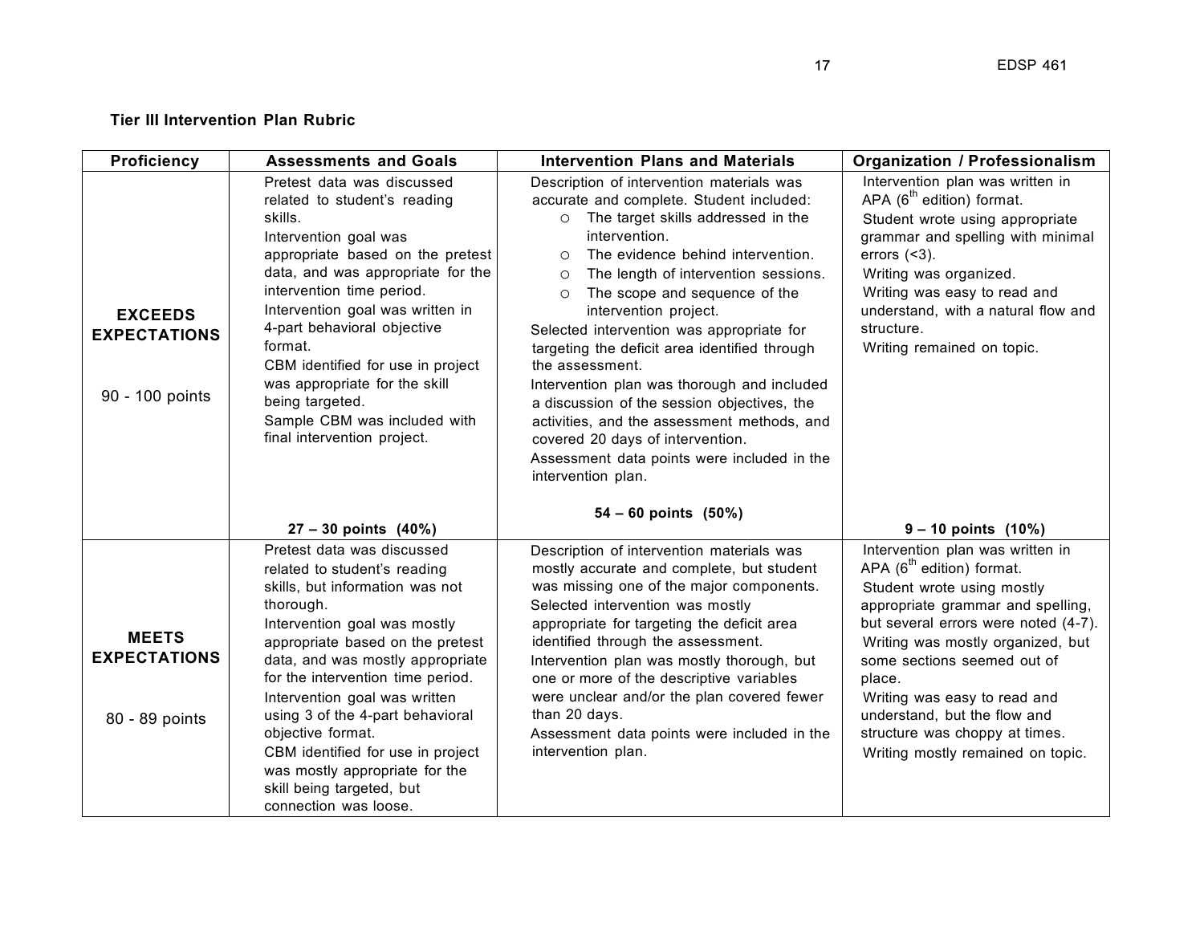**Tier III Intervention Plan Rubric**

| Proficiency | Assessments and Goals | Intervention Plans and Materials | Organization / Professionalism |
|---|---|---|---|
| **EXCEEDS EXPECTATIONS**<br><br>90 - 100 points | Pretest data was discussed related to student's reading skills.<br>Intervention goal was appropriate based on the pretest data, and was appropriate for the intervention time period.<br>Intervention goal was written in 4-part behavioral objective format.<br>CBM identified for use in project was appropriate for the skill being targeted.<br>Sample CBM was included with final intervention project.<br><br>**27 – 30 points (40%)** | Description of intervention materials was accurate and complete. Student included:<br>○ The target skills addressed in the intervention.<br>○ The evidence behind intervention.<br>○ The length of intervention sessions.<br>○ The scope and sequence of the intervention project.<br>Selected intervention was appropriate for targeting the deficit area identified through the assessment.<br>Intervention plan was thorough and included a discussion of the session objectives, the activities, and the assessment methods, and covered 20 days of intervention.<br>Assessment data points were included in the intervention plan.<br><br>**54 – 60 points (50%)** | Intervention plan was written in APA (6th edition) format.<br>Student wrote using appropriate grammar and spelling with minimal errors (<3).<br>Writing was organized.<br>Writing was easy to read and understand, with a natural flow and structure.<br>Writing remained on topic.<br><br>**9 – 10 points (10%)** |
| **MEETS EXPECTATIONS**<br><br>80 - 89 points | Pretest data was discussed related to student's reading skills, but information was not thorough.<br>Intervention goal was mostly appropriate based on the pretest data, and was mostly appropriate for the intervention time period.<br>Intervention goal was written using 3 of the 4-part behavioral objective format.<br>CBM identified for use in project was mostly appropriate for the skill being targeted, but connection was loose. | Description of intervention materials was mostly accurate and complete, but student was missing one of the major components.<br>Selected intervention was mostly appropriate for targeting the deficit area identified through the assessment.<br>Intervention plan was mostly thorough, but one or more of the descriptive variables were unclear and/or the plan covered fewer than 20 days.<br>Assessment data points were included in the intervention plan. | Intervention plan was written in APA (6th edition) format.<br>Student wrote using mostly appropriate grammar and spelling, but several errors were noted (4-7).<br>Writing was mostly organized, but some sections seemed out of place.<br>Writing was easy to read and understand, but the flow and structure was choppy at times.<br>Writing mostly remained on topic. |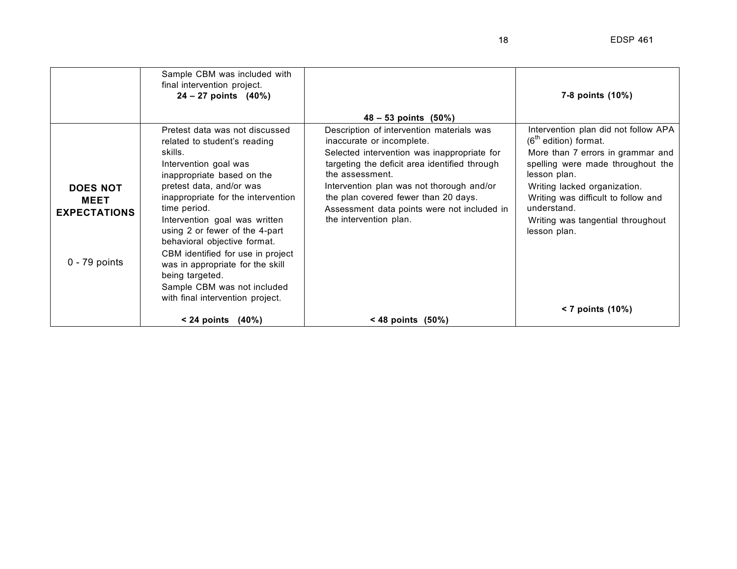| | | | |
|---|---|---|---|
| | Sample CBM was included with final intervention project.<br>**24 – 27 points (40%)** | **48 – 53 points (50%)** | **7-8 points (10%)** |
| **DOES NOT MEET EXPECTATIONS**<br><br>0 - 79 points | Pretest data was not discussed related to student's reading skills.<br>Intervention goal was inappropriate based on the pretest data, and/or was inappropriate for the intervention time period.<br>Intervention goal was written using 2 or fewer of the 4-part behavioral objective format.<br>CBM identified for use in project was in appropriate for the skill being targeted.<br>Sample CBM was not included with final intervention project.<br>**< 24 points (40%)** | Description of intervention materials was inaccurate or incomplete.<br>Selected intervention was inappropriate for targeting the deficit area identified through the assessment.<br>Intervention plan was not thorough and/or the plan covered fewer than 20 days.<br>Assessment data points were not included in the intervention plan.<br>**< 48 points (50%)** | Intervention plan did not follow APA (6th edition) format.<br>More than 7 errors in grammar and spelling were made throughout the lesson plan.<br>Writing lacked organization.<br>Writing was difficult to follow and understand.<br>Writing was tangential throughout lesson plan.<br>**< 7 points (10%)** |